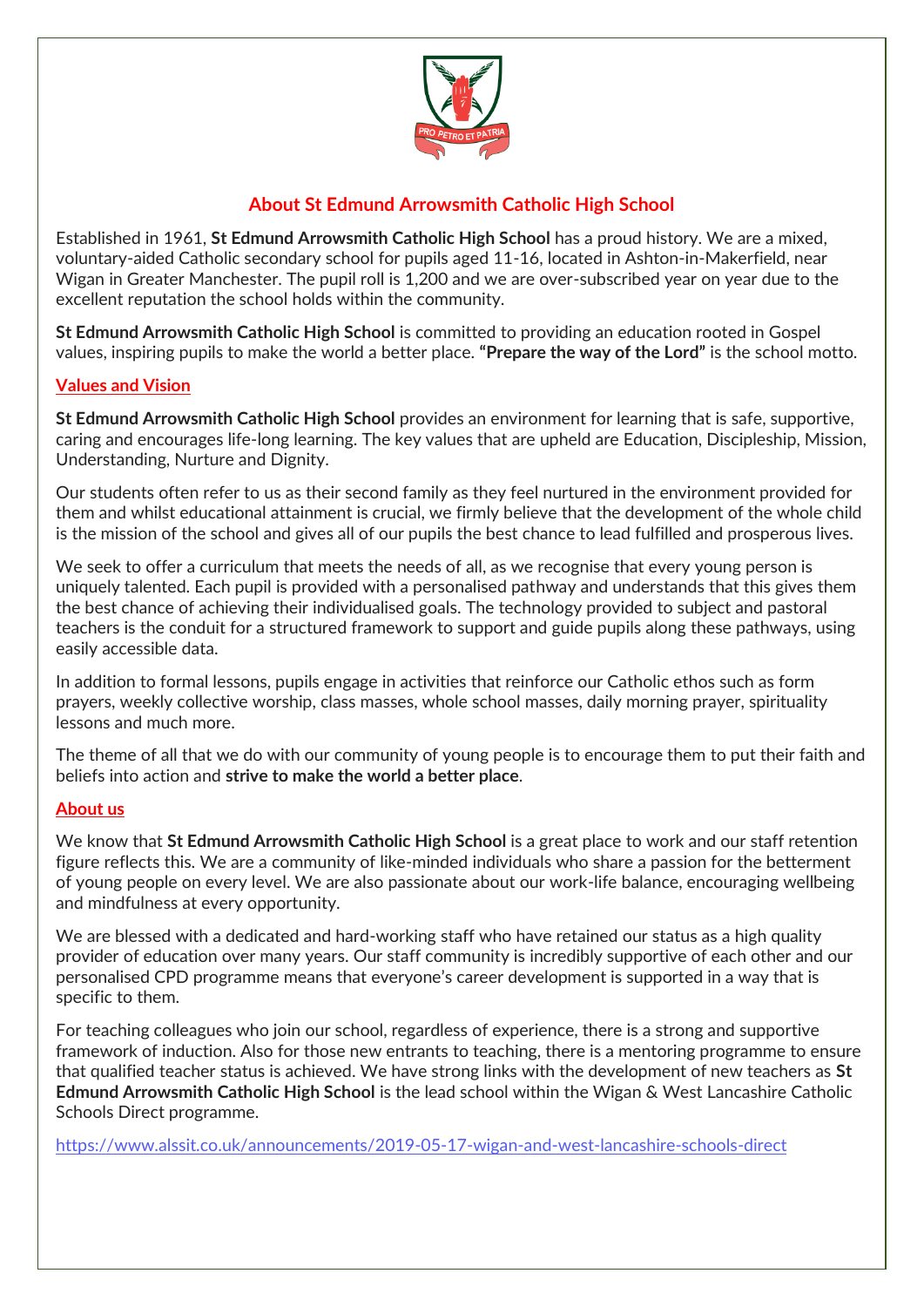## About St Edmund Arrowsmith Catholic High School

Established in 1961, **St Edmund Arrowsmith Catholic High School** has a proud history. We are a mixed, voluntary-aided Catholic secondary school for pupils aged 11-16, located in Ashton-in-Makerfield, near Wigan in Greater Manchester. The pupil roll is 1,200 and we are over-subscribed year on year due to the excellent reputation the school holds within the community.

**St Edmund Arrowsmith Catholic High School** is committed to providing an education rooted in Gospel values, inspiring pupils to make the world a better place. **"Prepare the way of the Lord"** is the school motto.

### Values and Vision

**St Edmund Arrowsmith Catholic High School** provides an environment for learning that is safe, supportive, caring and encourages life-long learning. The key values that are upheld are Education, Discipleship, Mission, Understanding, Nurture and Dignity.

Our students often refer to us as their second family as they feel nurtured in the environment provided for them and whilst educational attainment is crucial, we firmly believe that the development of the whole child is the mission of the school and gives all of our pupils the best chance to lead fulfilled and prosperous lives.

We seek to offer a curriculum that meets the needs of all, as we recognise that every young person is uniquely talented. Each pupil is provided with a personalised pathway and understands that this gives them the best chance of achieving their individualised goals. The technology provided to subject and pastoral teachers is the conduit for a structured framework to support and guide pupils along these pathways, using easily accessible data.

In addition to formal lessons, pupils engage in activities that reinforce our Catholic ethos such as form prayers, weekly collective worship, class masses, whole school masses, daily morning prayer, spirituality lessons and much more.

The theme of all that we do with our community of young people is to encourage them to put their faith and beliefs into action and **strive to make the world a better place**.

### About us

We know that **St Edmund Arrowsmith Catholic High School** is a great place to work and our staff retention figure reflects this. We are a community of like-minded individuals who share a passion for the betterment of young people on every level. We are also passionate about our work-life balance, encouraging wellbeing and mindfulness at every opportunity.

We are blessed with a dedicated and hard-working staff who have retained our status as a high quality provider of education over many years. Our staff community is incredibly supportive of each other and our personalised CPD programme means that everyone's career development is supported in a way that is specific to them.

For teaching colleagues who join our school, regardless of experience, there is a strong and supportive framework of induction. Also for those new entrants to teaching, there is a mentoring programme to ensure that qualified teacher status is achieved. We have strong links with the development of new teachers as **St Edmund Arrowsmith Catholic High School** is the lead school within the Wigan & West Lancashire Catholic Schools Direct programme.

https://www.alssit.co.uk/announcements/2019-05-17-wigan-and-west-lancashire-schools-direct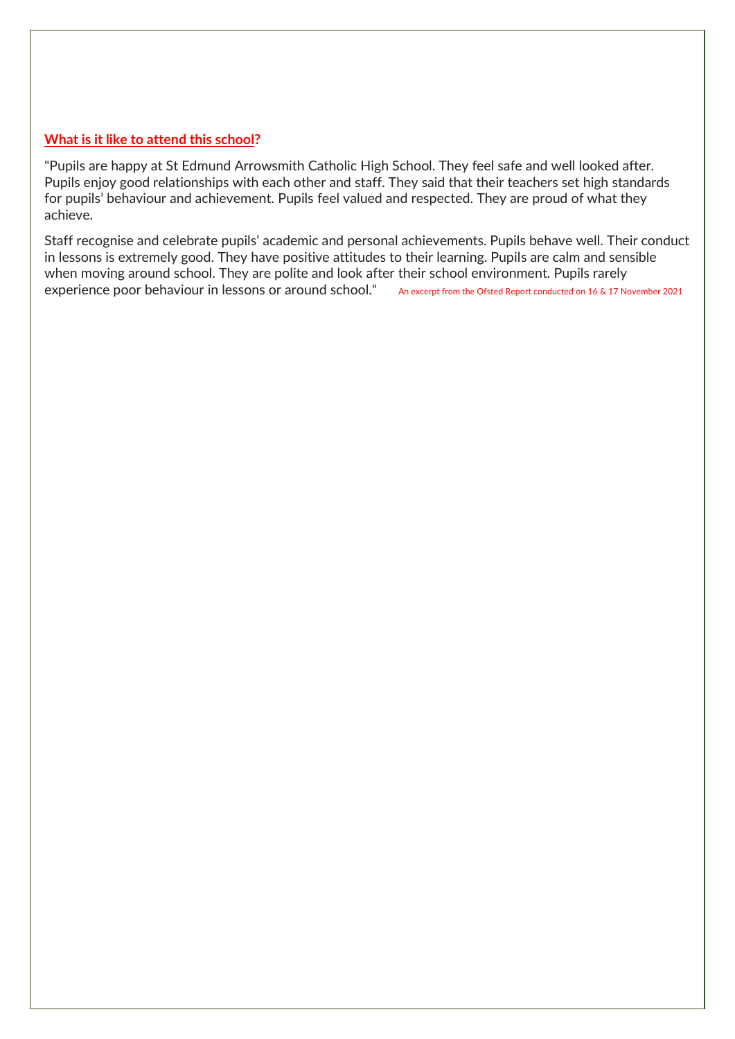**What is it like to attend this school?**

"Pupils are happy at St Edmund Arrowsmith Catholic High School. They feel safe and well looked after. Pupils enjoy good relationships with each other and staff. They said that their teachers set high standards for pupils' behaviour and achievement. Pupils feel valued and respected. They are proud of what they achieve.

Staff recognise and celebrate pupils' academic and personal achievements. Pupils behave well. Their conduct in lessons is extremely good. They have positive attitudes to their learning. Pupils are calm and sensible when moving around school. They are polite and look after their school environment. Pupils rarely experience poor behaviour in lessons or around school." An excerpt from the Ofsted Report conducted on 16 & 17 November 2021